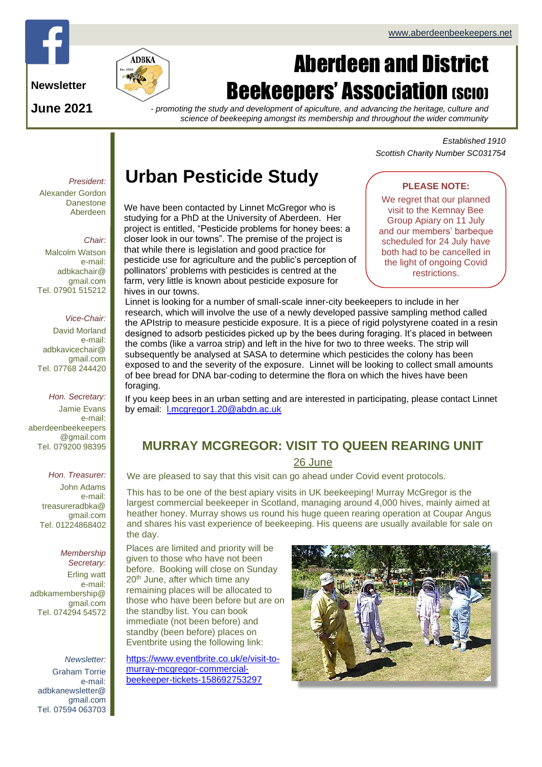www.aberdeenbeekeepers.net

**Newsletter**

**June 2021**

# Aberdeen and District Beekeepers' Association (SCIO)

*- promoting the study and development of apiculture, and advancing the heritage, culture and science of beekeeping amongst its membership and throughout the wider community*

*Established 1910*

*Scottish Charity Number SC031754*

*President:*
Alexander Gordon
Danestone
Aberdeen

*Chair:*
Malcolm Watson
e-mail:
adbkachair@gmail.com
Tel. 07901 515212

*Vice-Chair:*
David Morland
e-mail:
adbkavicechair@gmail.com
Tel. 07768 244420

*Hon. Secretary:*
Jamie Evans
e-mail:
aberdeenbeekeepers@gmail.com
Tel. 079200 98395

*Hon. Treasurer:*
John Adams
e-mail:
treasureradbka@gmail.com
Tel. 01224868402

*Membership Secretary:*
Erling watt
e-mail:
adbkamembership@gmail.com
Tel. 074294 54572

*Newsletter:*
Graham Torrie
e-mail:
adbkanewsletter@gmail.com
Tel. 07594 063703

## Urban Pesticide Study

**PLEASE NOTE:**

We regret that our planned visit to the Kemnay Bee Group Apiary on 11 July and our members' barbeque scheduled for 24 July have both had to be cancelled in the light of ongoing Covid restrictions.

We have been contacted by Linnet McGregor who is studying for a PhD at the University of Aberdeen. Her project is entitled, "Pesticide problems for honey bees: a closer look in our towns". The premise of the project is that while there is legislation and good practice for pesticide use for agriculture and the public's perception of pollinators' problems with pesticides is centred at the farm, very little is known about pesticide exposure for hives in our towns.

Linnet is looking for a number of small-scale inner-city beekeepers to include in her research, which will involve the use of a newly developed passive sampling method called the APIstrip to measure pesticide exposure. It is a piece of rigid polystyrene coated in a resin designed to adsorb pesticides picked up by the bees during foraging. It's placed in between the combs (like a varroa strip) and left in the hive for two to three weeks. The strip will subsequently be analysed at SASA to determine which pesticides the colony has been exposed to and the severity of the exposure. Linnet will be looking to collect small amounts of bee bread for DNA bar-coding to determine the flora on which the hives have been foraging.

If you keep bees in an urban setting and are interested in participating, please contact Linnet by email: l.mcgregor1.20@abdn.ac.uk

## MURRAY MCGREGOR: VISIT TO QUEEN REARING UNIT

26 June

We are pleased to say that this visit can go ahead under Covid event protocols.

This has to be one of the best apiary visits in UK beekeeping! Murray McGregor is the largest commercial beekeeper in Scotland, managing around 4,000 hives, mainly aimed at heather honey. Murray shows us round his huge queen rearing operation at Coupar Angus and shares his vast experience of beekeeping. His queens are usually available for sale on the day.

Places are limited and priority will be given to those who have not been before. Booking will close on Sunday 20th June, after which time any remaining places will be allocated to those who have been before but are on the standby list. You can book immediate (not been before) and standby (been before) places on Eventbrite using the following link:

https://www.eventbrite.co.uk/e/visit-to-murray-mcgregor-commercial-beekeeper-tickets-158692753297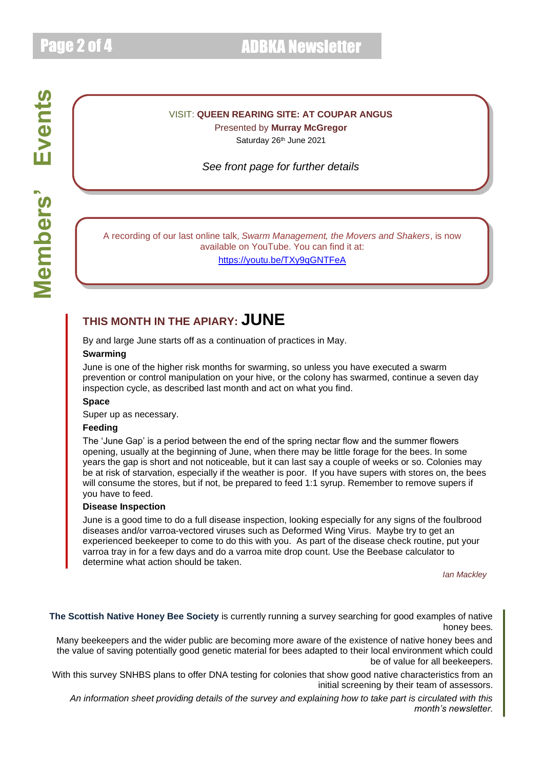# Members' Events

VISIT: **QUEEN REARING SITE: AT COUPAR ANGUS**

Presented by **Murray McGregor**

Saturday 26th June 2021

*See front page for further details*

A recording of our last online talk, *Swarm Management, the Movers and Shakers*, is now available on YouTube. You can find it at:

https://youtu.be/TXy9qGNTFeA

## THIS MONTH IN THE APIARY: JUNE

By and large June starts off as a continuation of practices in May.

**Swarming**

June is one of the higher risk months for swarming, so unless you have executed a swarm prevention or control manipulation on your hive, or the colony has swarmed, continue a seven day inspection cycle, as described last month and act on what you find.

**Space**

Super up as necessary.

**Feeding**

The 'June Gap' is a period between the end of the spring nectar flow and the summer flowers opening, usually at the beginning of June, when there may be little forage for the bees. In some years the gap is short and not noticeable, but it can last say a couple of weeks or so. Colonies may be at risk of starvation, especially if the weather is poor. If you have supers with stores on, the bees will consume the stores, but if not, be prepared to feed 1:1 syrup. Remember to remove supers if you have to feed.

**Disease Inspection**

June is a good time to do a full disease inspection, looking especially for any signs of the foulbrood diseases and/or varroa-vectored viruses such as Deformed Wing Virus. Maybe try to get an experienced beekeeper to come to do this with you. As part of the disease check routine, put your varroa tray in for a few days and do a varroa mite drop count. Use the Beebase calculator to determine what action should be taken.

*Ian Mackley*

**The Scottish Native Honey Bee Society** is currently running a survey searching for good examples of native honey bees.

Many beekeepers and the wider public are becoming more aware of the existence of native honey bees and the value of saving potentially good genetic material for bees adapted to their local environment which could be of value for all beekeepers.

With this survey SNHBS plans to offer DNA testing for colonies that show good native characteristics from an initial screening by their team of assessors.

*An information sheet providing details of the survey and explaining how to take part is circulated with this month's newsletter.*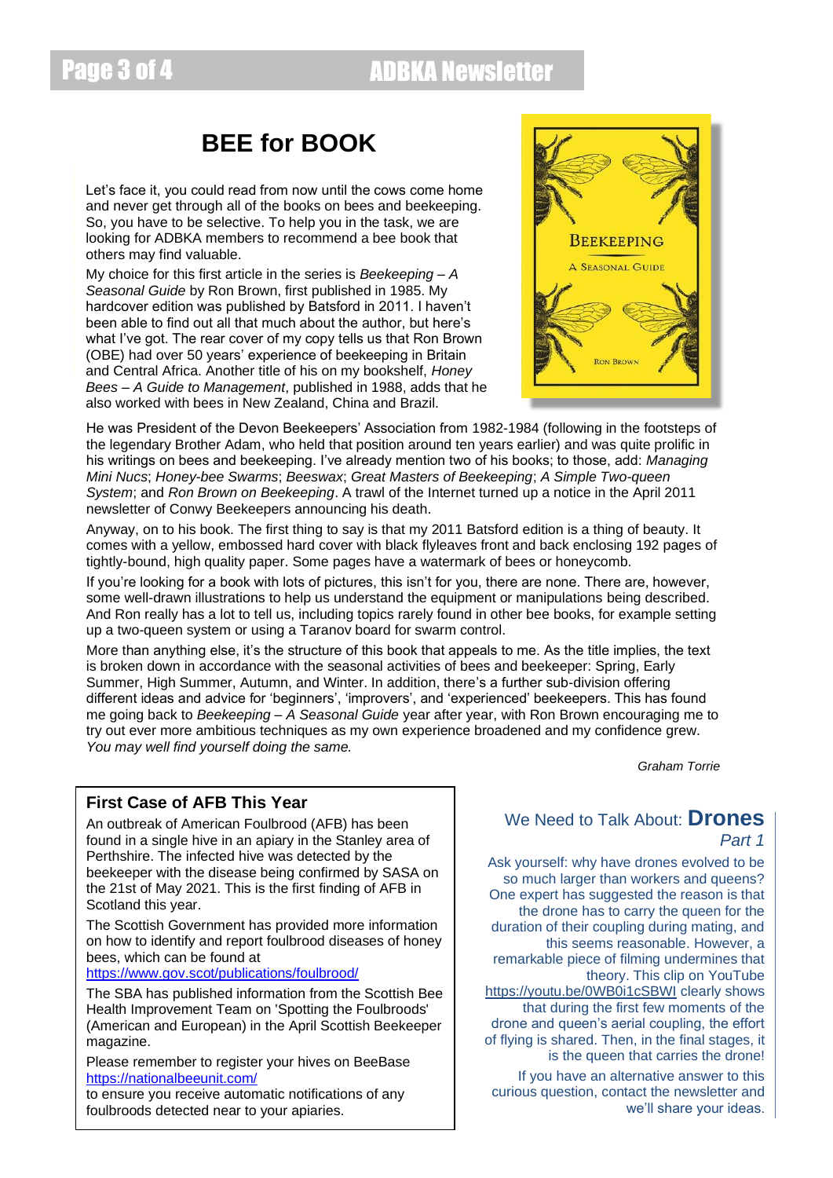# BEE for BOOK

Let's face it, you could read from now until the cows come home and never get through all of the books on bees and beekeeping. So, you have to be selective. To help you in the task, we are looking for ADBKA members to recommend a bee book that others may find valuable.

My choice for this first article in the series is *Beekeeping – A Seasonal Guide* by Ron Brown, first published in 1985. My hardcover edition was published by Batsford in 2011. I haven't been able to find out all that much about the author, but here's what I've got. The rear cover of my copy tells us that Ron Brown (OBE) had over 50 years' experience of beekeeping in Britain and Central Africa. Another title of his on my bookshelf, *Honey Bees – A Guide to Management*, published in 1988, adds that he also worked with bees in New Zealand, China and Brazil.

He was President of the Devon Beekeepers' Association from 1982-1984 (following in the footsteps of the legendary Brother Adam, who held that position around ten years earlier) and was quite prolific in his writings on bees and beekeeping. I've already mention two of his books; to those, add: *Managing Mini Nucs*; *Honey-bee Swarms*; *Beeswax*; *Great Masters of Beekeeping*; *A Simple Two-queen System*; and *Ron Brown on Beekeeping*. A trawl of the Internet turned up a notice in the April 2011 newsletter of Conwy Beekeepers announcing his death.

Anyway, on to his book. The first thing to say is that my 2011 Batsford edition is a thing of beauty. It comes with a yellow, embossed hard cover with black flyleaves front and back enclosing 192 pages of tightly-bound, high quality paper. Some pages have a watermark of bees or honeycomb.

If you're looking for a book with lots of pictures, this isn't for you, there are none. There are, however, some well-drawn illustrations to help us understand the equipment or manipulations being described. And Ron really has a lot to tell us, including topics rarely found in other bee books, for example setting up a two-queen system or using a Taranov board for swarm control.

More than anything else, it's the structure of this book that appeals to me. As the title implies, the text is broken down in accordance with the seasonal activities of bees and beekeeper: Spring, Early Summer, High Summer, Autumn, and Winter. In addition, there's a further sub-division offering different ideas and advice for 'beginners', 'improvers', and 'experienced' beekeepers. This has found me going back to *Beekeeping – A Seasonal Guide* year after year, with Ron Brown encouraging me to try out ever more ambitious techniques as my own experience broadened and my confidence grew. *You may well find yourself doing the same.*

*Graham Torrie*

## First Case of AFB This Year

An outbreak of American Foulbrood (AFB) has been found in a single hive in an apiary in the Stanley area of Perthshire. The infected hive was detected by the beekeeper with the disease being confirmed by SASA on the 21st of May 2021. This is the first finding of AFB in Scotland this year.

The Scottish Government has provided more information on how to identify and report foulbrood diseases of honey bees, which can be found at https://www.gov.scot/publications/foulbrood/

The SBA has published information from the Scottish Bee Health Improvement Team on 'Spotting the Foulbroods' (American and European) in the April Scottish Beekeeper magazine.

Please remember to register your hives on BeeBase https://nationalbeeunit.com/ to ensure you receive automatic notifications of any foulbroods detected near to your apiaries.

## We Need to Talk About: **Drones** *Part 1*

Ask yourself: why have drones evolved to be so much larger than workers and queens? One expert has suggested the reason is that the drone has to carry the queen for the duration of their coupling during mating, and this seems reasonable. However, a remarkable piece of filming undermines that theory. This clip on YouTube https://youtu.be/0WB0i1cSBWI clearly shows that during the first few moments of the drone and queen's aerial coupling, the effort of flying is shared. Then, in the final stages, it is the queen that carries the drone!

If you have an alternative answer to this curious question, contact the newsletter and we'll share your ideas.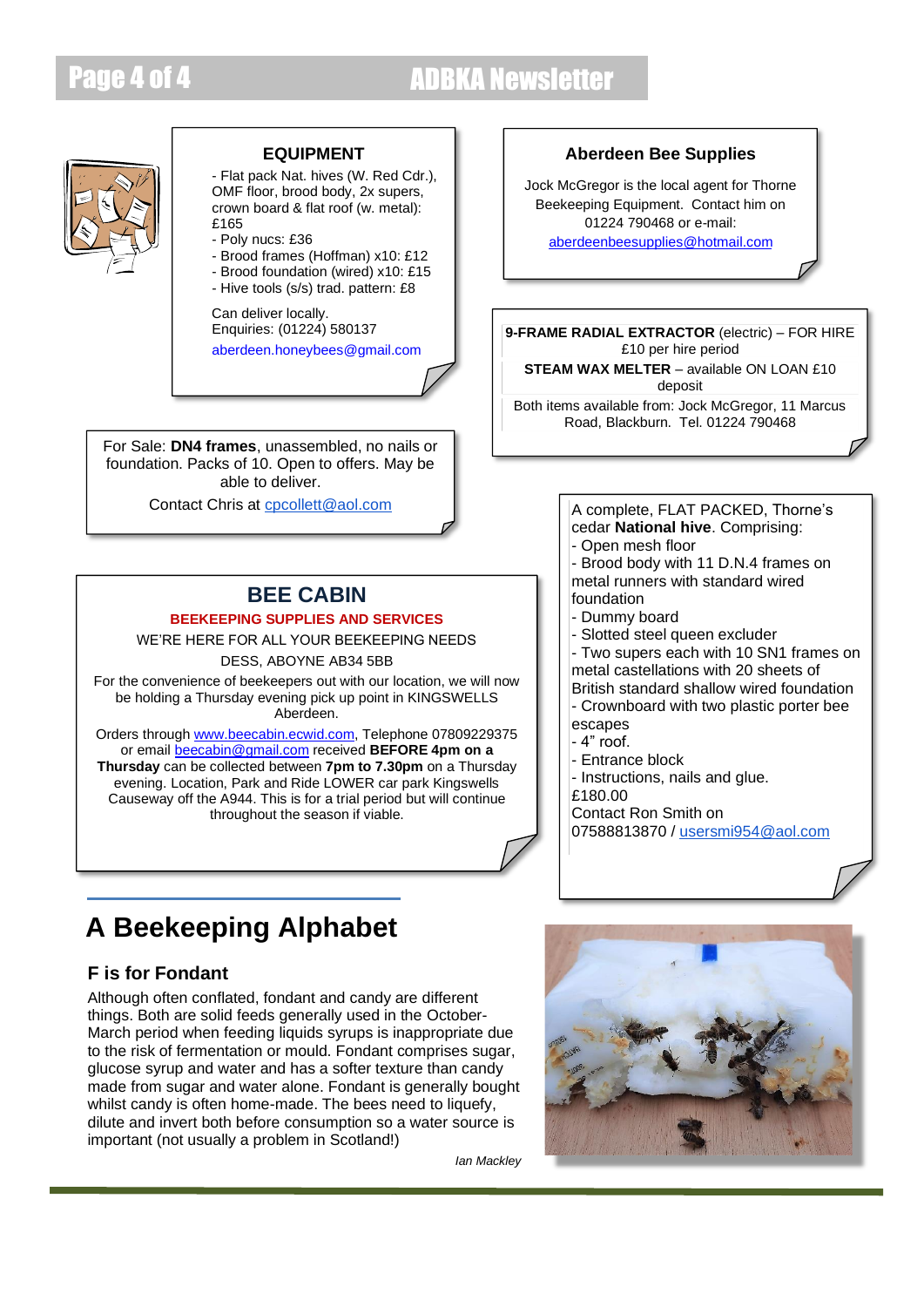## EQUIPMENT

- Flat pack Nat. hives (W. Red Cdr.), OMF floor, brood body, 2x supers, crown board & flat roof (w. metal): £165
- Poly nucs: £36
- Brood frames (Hoffman) x10: £12
- Brood foundation (wired) x10: £15
- Hive tools (s/s) trad. pattern: £8

Can deliver locally.
Enquiries: (01224) 580137
aberdeen.honeybees@gmail.com

## Aberdeen Bee Supplies

Jock McGregor is the local agent for Thorne Beekeeping Equipment. Contact him on 01224 790468 or e-mail: aberdeenbeesupplies@hotmail.com

**9-FRAME RADIAL EXTRACTOR** (electric) – FOR HIRE £10 per hire period

**STEAM WAX MELTER** – available ON LOAN £10 deposit

Both items available from: Jock McGregor, 11 Marcus Road, Blackburn. Tel. 01224 790468

For Sale: **DN4 frames**, unassembled, no nails or foundation. Packs of 10. Open to offers. May be able to deliver.

Contact Chris at cpcollett@aol.com

A complete, FLAT PACKED, Thorne's cedar **National hive**. Comprising:
- Open mesh floor
- Brood body with 11 D.N.4 frames on metal runners with standard wired foundation
- Dummy board
- Slotted steel queen excluder
- Two supers each with 10 SN1 frames on metal castellations with 20 sheets of British standard shallow wired foundation
- Crownboard with two plastic porter bee escapes
- 4" roof.
- Entrance block
- Instructions, nails and glue.

£180.00
Contact Ron Smith on 07588813870 / usersmi954@aol.com

## BEE CABIN

**BEEKEEPING SUPPLIES AND SERVICES**

WE'RE HERE FOR ALL YOUR BEEKEEPING NEEDS

DESS, ABOYNE AB34 5BB

For the convenience of beekeepers out with our location, we will now be holding a Thursday evening pick up point in KINGSWELLS Aberdeen.

Orders through www.beecabin.ecwid.com, Telephone 07809229375 or email beecabin@gmail.com received **BEFORE 4pm on a Thursday** can be collected between **7pm to 7.30pm** on a Thursday evening. Location, Park and Ride LOWER car park Kingswells Causeway off the A944. This is for a trial period but will continue throughout the season if viable.

# A Beekeeping Alphabet

### F is for Fondant

Although often conflated, fondant and candy are different things. Both are solid feeds generally used in the October-March period when feeding liquids syrups is inappropriate due to the risk of fermentation or mould. Fondant comprises sugar, glucose syrup and water and has a softer texture than candy made from sugar and water alone. Fondant is generally bought whilst candy is often home-made. The bees need to liquefy, dilute and invert both before consumption so a water source is important (not usually a problem in Scotland!)

*Ian Mackley*